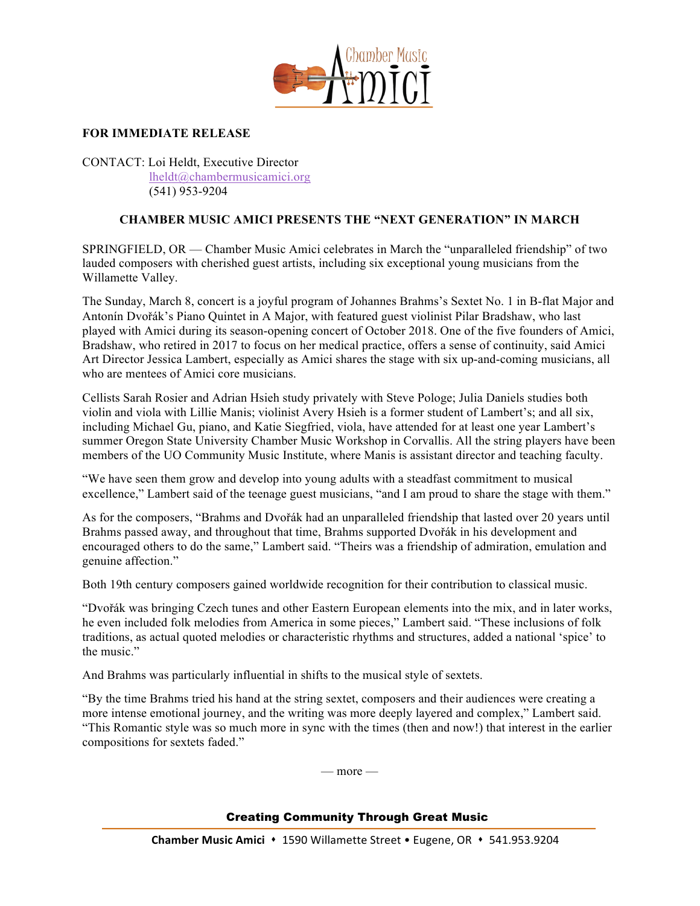**FOR IMMEDIATE RELEASE**

CONTACT: Loi Heldt, Executive Director
lheldt@chambermusicamici.org
(541) 953-9204

**CHAMBER MUSIC AMICI PRESENTS THE "NEXT GENERATION" IN MARCH**

SPRINGFIELD, OR — Chamber Music Amici celebrates in March the "unparalleled friendship" of two lauded composers with cherished guest artists, including six exceptional young musicians from the Willamette Valley.

The Sunday, March 8, concert is a joyful program of Johannes Brahms's Sextet No. 1 in B-flat Major and Antonín Dvořák's Piano Quintet in A Major, with featured guest violinist Pilar Bradshaw, who last played with Amici during its season-opening concert of October 2018. One of the five founders of Amici, Bradshaw, who retired in 2017 to focus on her medical practice, offers a sense of continuity, said Amici Art Director Jessica Lambert, especially as Amici shares the stage with six up-and-coming musicians, all who are mentees of Amici core musicians.

Cellists Sarah Rosier and Adrian Hsieh study privately with Steve Pologe; Julia Daniels studies both violin and viola with Lillie Manis; violinist Avery Hsieh is a former student of Lambert's; and all six, including Michael Gu, piano, and Katie Siegfried, viola, have attended for at least one year Lambert's summer Oregon State University Chamber Music Workshop in Corvallis. All the string players have been members of the UO Community Music Institute, where Manis is assistant director and teaching faculty.

"We have seen them grow and develop into young adults with a steadfast commitment to musical excellence," Lambert said of the teenage guest musicians, "and I am proud to share the stage with them."

As for the composers, "Brahms and Dvořák had an unparalleled friendship that lasted over 20 years until Brahms passed away, and throughout that time, Brahms supported Dvořák in his development and encouraged others to do the same," Lambert said. "Theirs was a friendship of admiration, emulation and genuine affection."

Both 19th century composers gained worldwide recognition for their contribution to classical music.

"Dvořák was bringing Czech tunes and other Eastern European elements into the mix, and in later works, he even included folk melodies from America in some pieces," Lambert said. "These inclusions of folk traditions, as actual quoted melodies or characteristic rhythms and structures, added a national 'spice' to the music."

And Brahms was particularly influential in shifts to the musical style of sextets.

"By the time Brahms tried his hand at the string sextet, composers and their audiences were creating a more intense emotional journey, and the writing was more deeply layered and complex," Lambert said. "This Romantic style was so much more in sync with the times (then and now!) that interest in the earlier compositions for sextets faded."

— more —

**Creating Community Through Great Music**

**Chamber Music Amici** • 1590 Willamette Street • Eugene, OR • 541.953.9204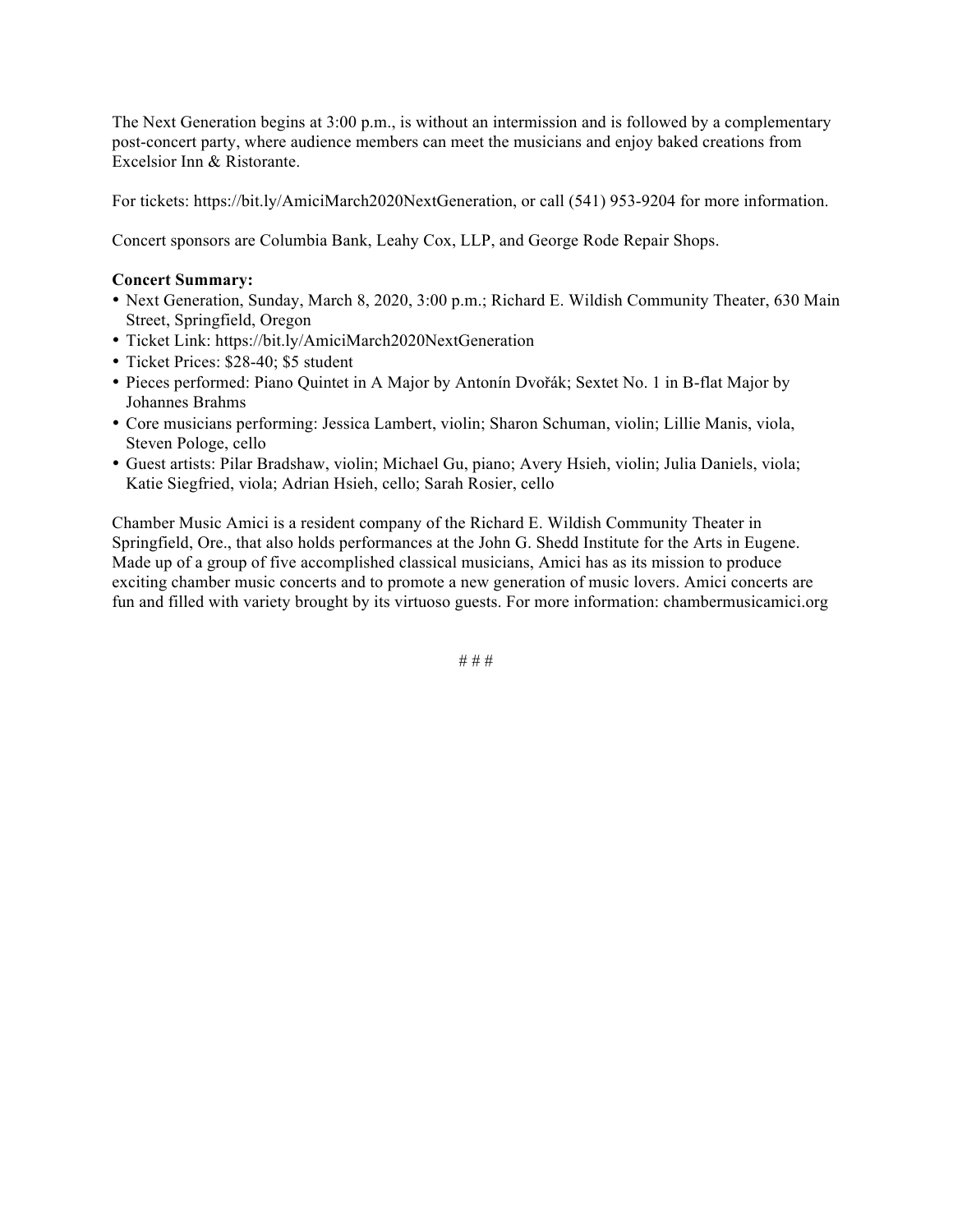The Next Generation begins at 3:00 p.m., is without an intermission and is followed by a complementary post-concert party, where audience members can meet the musicians and enjoy baked creations from Excelsior Inn & Ristorante.

For tickets: https://bit.ly/AmiciMarch2020NextGeneration, or call (541) 953-9204 for more information.

Concert sponsors are Columbia Bank, Leahy Cox, LLP, and George Rode Repair Shops.

**Concert Summary:**

- Next Generation, Sunday, March 8, 2020, 3:00 p.m.; Richard E. Wildish Community Theater, 630 Main Street, Springfield, Oregon
- Ticket Link: https://bit.ly/AmiciMarch2020NextGeneration
- Ticket Prices: $28-40; $5 student
- Pieces performed: Piano Quintet in A Major by Antonín Dvořák; Sextet No. 1 in B-flat Major by Johannes Brahms
- Core musicians performing: Jessica Lambert, violin; Sharon Schuman, violin; Lillie Manis, viola, Steven Pologe, cello
- Guest artists: Pilar Bradshaw, violin; Michael Gu, piano; Avery Hsieh, violin; Julia Daniels, viola; Katie Siegfried, viola; Adrian Hsieh, cello; Sarah Rosier, cello

Chamber Music Amici is a resident company of the Richard E. Wildish Community Theater in Springfield, Ore., that also holds performances at the John G. Shedd Institute for the Arts in Eugene. Made up of a group of five accomplished classical musicians, Amici has as its mission to produce exciting chamber music concerts and to promote a new generation of music lovers. Amici concerts are fun and filled with variety brought by its virtuoso guests. For more information: chambermusicamici.org

# # #